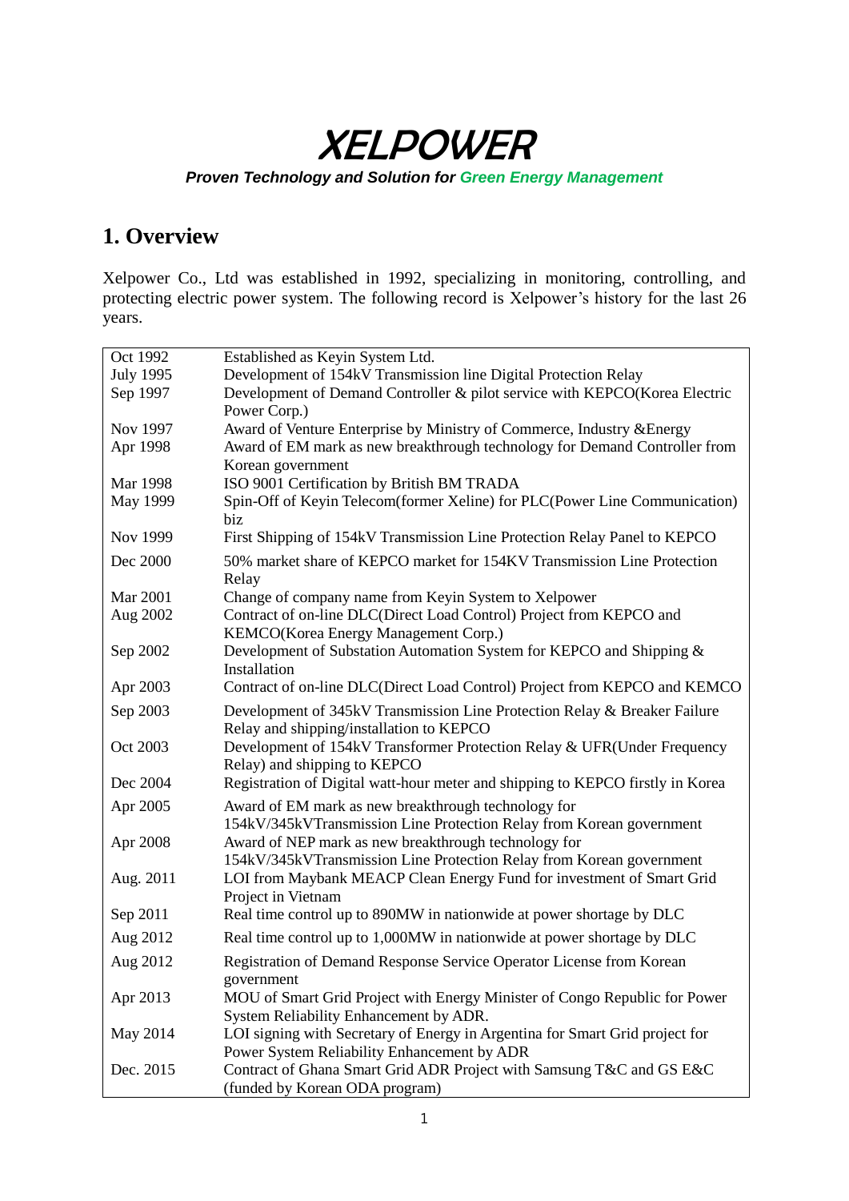# XELPOWER

***Proven Technology and Solution for Green Energy Management***

## 1. Overview

Xelpower Co., Ltd was established in 1992, specializing in monitoring, controlling, and protecting electric power system. The following record is Xelpower's history for the last 26 years.

| | |
|---|---|
| Oct 1992 | Established as Keyin System Ltd. |
| July 1995 | Development of 154kV Transmission line Digital Protection Relay |
| Sep 1997 | Development of Demand Controller & pilot service with KEPCO(Korea Electric Power Corp.) |
| Nov 1997 | Award of Venture Enterprise by Ministry of Commerce, Industry &Energy |
| Apr 1998 | Award of EM mark as new breakthrough technology for Demand Controller from Korean government |
| Mar 1998 | ISO 9001 Certification by British BM TRADA |
| May 1999 | Spin-Off of Keyin Telecom(former Xeline) for PLC(Power Line Communication) biz |
| Nov 1999 | First Shipping of 154kV Transmission Line Protection Relay Panel to KEPCO |
| Dec 2000 | 50% market share of KEPCO market for 154KV Transmission Line Protection Relay |
| Mar 2001 | Change of company name from Keyin System to Xelpower |
| Aug 2002 | Contract of on-line DLC(Direct Load Control) Project from KEPCO and KEMCO(Korea Energy Management Corp.) |
| Sep 2002 | Development of Substation Automation System for KEPCO and Shipping & Installation |
| Apr 2003 | Contract of on-line DLC(Direct Load Control) Project from KEPCO and KEMCO |
| Sep 2003 | Development of 345kV Transmission Line Protection Relay & Breaker Failure Relay and shipping/installation to KEPCO |
| Oct 2003 | Development of 154kV Transformer Protection Relay & UFR(Under Frequency Relay) and shipping to KEPCO |
| Dec 2004 | Registration of Digital watt-hour meter and shipping to KEPCO firstly in Korea |
| Apr 2005 | Award of EM mark as new breakthrough technology for 154kV/345kVTransmission Line Protection Relay from Korean government |
| Apr 2008 | Award of NEP mark as new breakthrough technology for 154kV/345kVTransmission Line Protection Relay from Korean government |
| Aug. 2011 | LOI from Maybank MEACP Clean Energy Fund for investment of Smart Grid Project in Vietnam |
| Sep 2011 | Real time control up to 890MW in nationwide at power shortage by DLC |
| Aug 2012 | Real time control up to 1,000MW in nationwide at power shortage by DLC |
| Aug 2012 | Registration of Demand Response Service Operator License from Korean government |
| Apr 2013 | MOU of Smart Grid Project with Energy Minister of Congo Republic for Power System Reliability Enhancement by ADR. |
| May 2014 | LOI signing with Secretary of Energy in Argentina for Smart Grid project for Power System Reliability Enhancement by ADR |
| Dec. 2015 | Contract of Ghana Smart Grid ADR Project with Samsung T&C and GS E&C (funded by Korean ODA program) |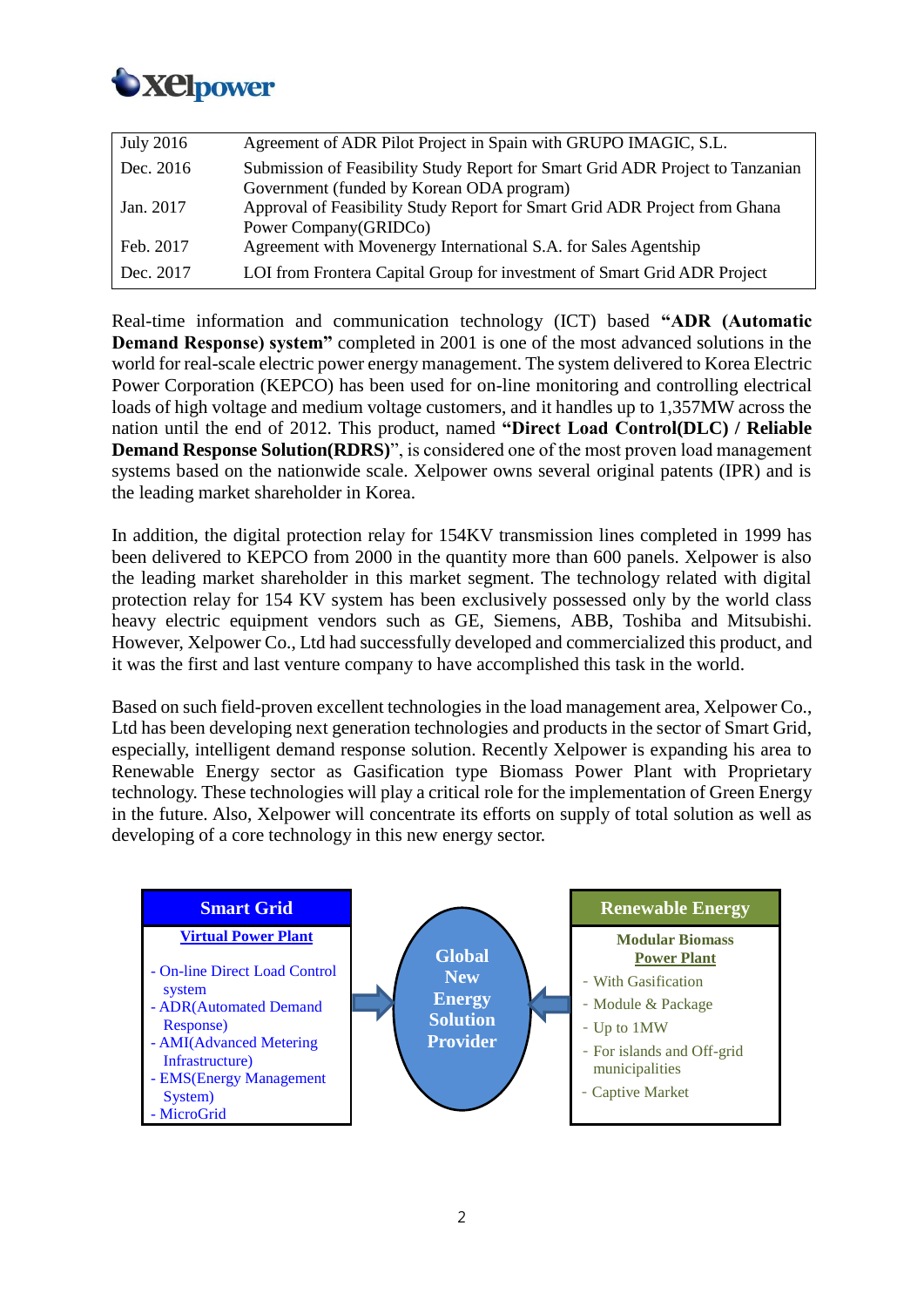| | |
|---|---|
| July 2016 | Agreement of ADR Pilot Project in Spain with GRUPO IMAGIC, S.L. |
| Dec. 2016 | Submission of Feasibility Study Report for Smart Grid ADR Project to Tanzanian Government (funded by Korean ODA program) |
| Jan. 2017 | Approval of Feasibility Study Report for Smart Grid ADR Project from Ghana Power Company(GRIDCo) |
| Feb. 2017 | Agreement with Movenergy International S.A. for Sales Agentship |
| Dec. 2017 | LOI from Frontera Capital Group for investment of Smart Grid ADR Project |

Real-time information and communication technology (ICT) based **"ADR (Automatic Demand Response) system"** completed in 2001 is one of the most advanced solutions in the world for real-scale electric power energy management. The system delivered to Korea Electric Power Corporation (KEPCO) has been used for on-line monitoring and controlling electrical loads of high voltage and medium voltage customers, and it handles up to 1,357MW across the nation until the end of 2012. This product, named **"Direct Load Control(DLC) / Reliable Demand Response Solution(RDRS)"**, is considered one of the most proven load management systems based on the nationwide scale. Xelpower owns several original patents (IPR) and is the leading market shareholder in Korea.

In addition, the digital protection relay for 154KV transmission lines completed in 1999 has been delivered to KEPCO from 2000 in the quantity more than 600 panels. Xelpower is also the leading market shareholder in this market segment. The technology related with digital protection relay for 154 KV system has been exclusively possessed only by the world class heavy electric equipment vendors such as GE, Siemens, ABB, Toshiba and Mitsubishi. However, Xelpower Co., Ltd had successfully developed and commercialized this product, and it was the first and last venture company to have accomplished this task in the world.

Based on such field-proven excellent technologies in the load management area, Xelpower Co., Ltd has been developing next generation technologies and products in the sector of Smart Grid, especially, intelligent demand response solution. Recently Xelpower is expanding his area to Renewable Energy sector as Gasification type Biomass Power Plant with Proprietary technology. These technologies will play a critical role for the implementation of Green Energy in the future. Also, Xelpower will concentrate its efforts on supply of total solution as well as developing of a core technology in this new energy sector.

**Smart Grid**

**Virtual Power Plant**

- On-line Direct Load Control system
- ADR(Automated Demand Response)
- AMI(Advanced Metering Infrastructure)
- EMS(Energy Management System)
- MicroGrid

**Global New Energy Solution Provider**

**Renewable Energy**

**Modular Biomass Power Plant**

- With Gasification
- Module & Package
- Up to 1MW
- For islands and Off-grid municipalities
- Captive Market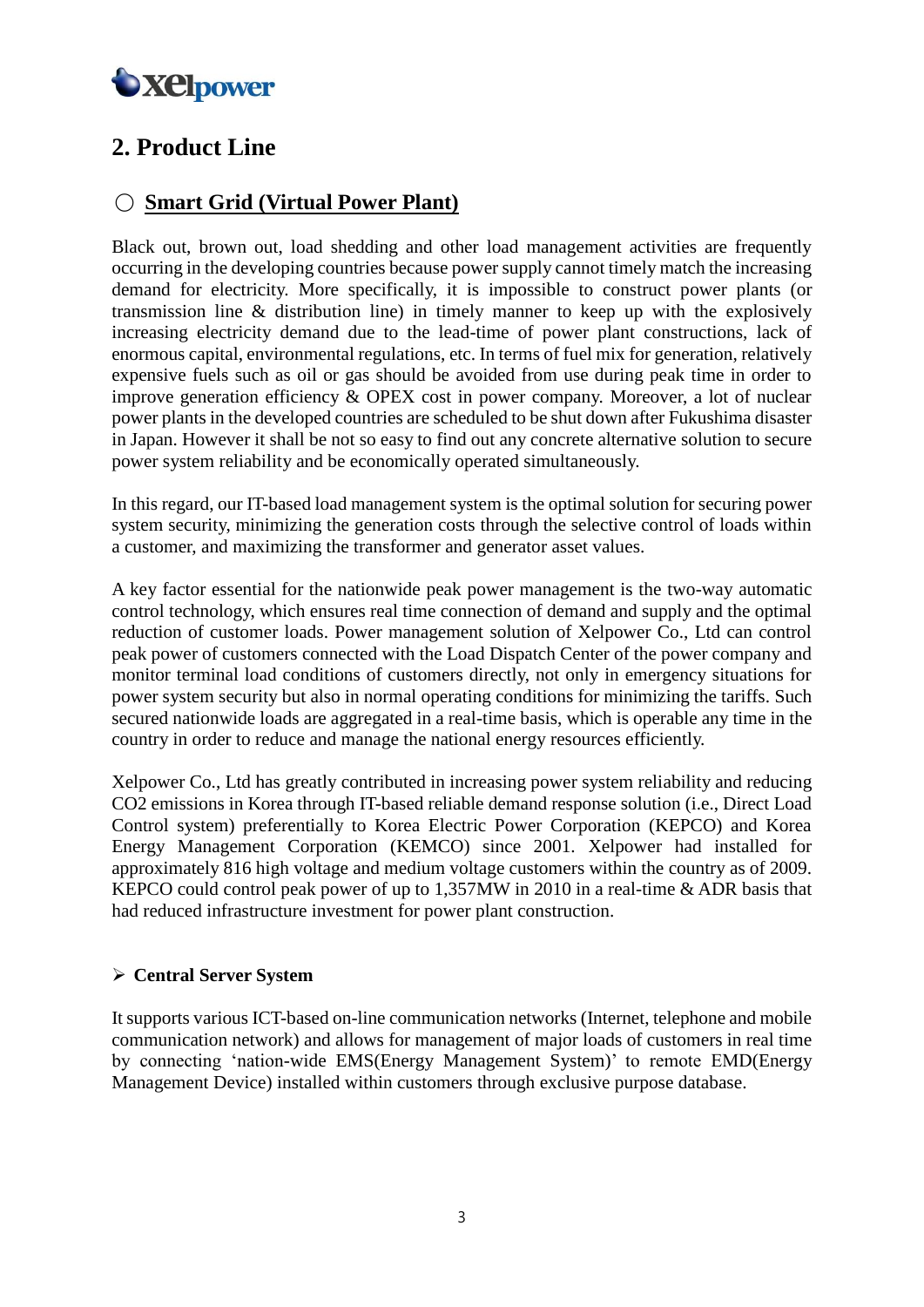## 2. Product Line

### ○ Smart Grid (Virtual Power Plant)

Black out, brown out, load shedding and other load management activities are frequently occurring in the developing countries because power supply cannot timely match the increasing demand for electricity. More specifically, it is impossible to construct power plants (or transmission line & distribution line) in timely manner to keep up with the explosively increasing electricity demand due to the lead-time of power plant constructions, lack of enormous capital, environmental regulations, etc. In terms of fuel mix for generation, relatively expensive fuels such as oil or gas should be avoided from use during peak time in order to improve generation efficiency & OPEX cost in power company. Moreover, a lot of nuclear power plants in the developed countries are scheduled to be shut down after Fukushima disaster in Japan. However it shall be not so easy to find out any concrete alternative solution to secure power system reliability and be economically operated simultaneously.

In this regard, our IT-based load management system is the optimal solution for securing power system security, minimizing the generation costs through the selective control of loads within a customer, and maximizing the transformer and generator asset values.

A key factor essential for the nationwide peak power management is the two-way automatic control technology, which ensures real time connection of demand and supply and the optimal reduction of customer loads. Power management solution of Xelpower Co., Ltd can control peak power of customers connected with the Load Dispatch Center of the power company and monitor terminal load conditions of customers directly, not only in emergency situations for power system security but also in normal operating conditions for minimizing the tariffs. Such secured nationwide loads are aggregated in a real-time basis, which is operable any time in the country in order to reduce and manage the national energy resources efficiently.

Xelpower Co., Ltd has greatly contributed in increasing power system reliability and reducing $CO_2$ emissions in Korea through IT-based reliable demand response solution (i.e., Direct Load Control system) preferentially to Korea Electric Power Corporation (KEPCO) and Korea Energy Management Corporation (KEMCO) since 2001. Xelpower had installed for approximately 816 high voltage and medium voltage customers within the country as of 2009. KEPCO could control peak power of up to 1,357MW in 2010 in a real-time & ADR basis that had reduced infrastructure investment for power plant construction.

#### ➢ Central Server System

It supports various ICT-based on-line communication networks (Internet, telephone and mobile communication network) and allows for management of major loads of customers in real time by connecting 'nation-wide EMS(Energy Management System)' to remote EMD(Energy Management Device) installed within customers through exclusive purpose database.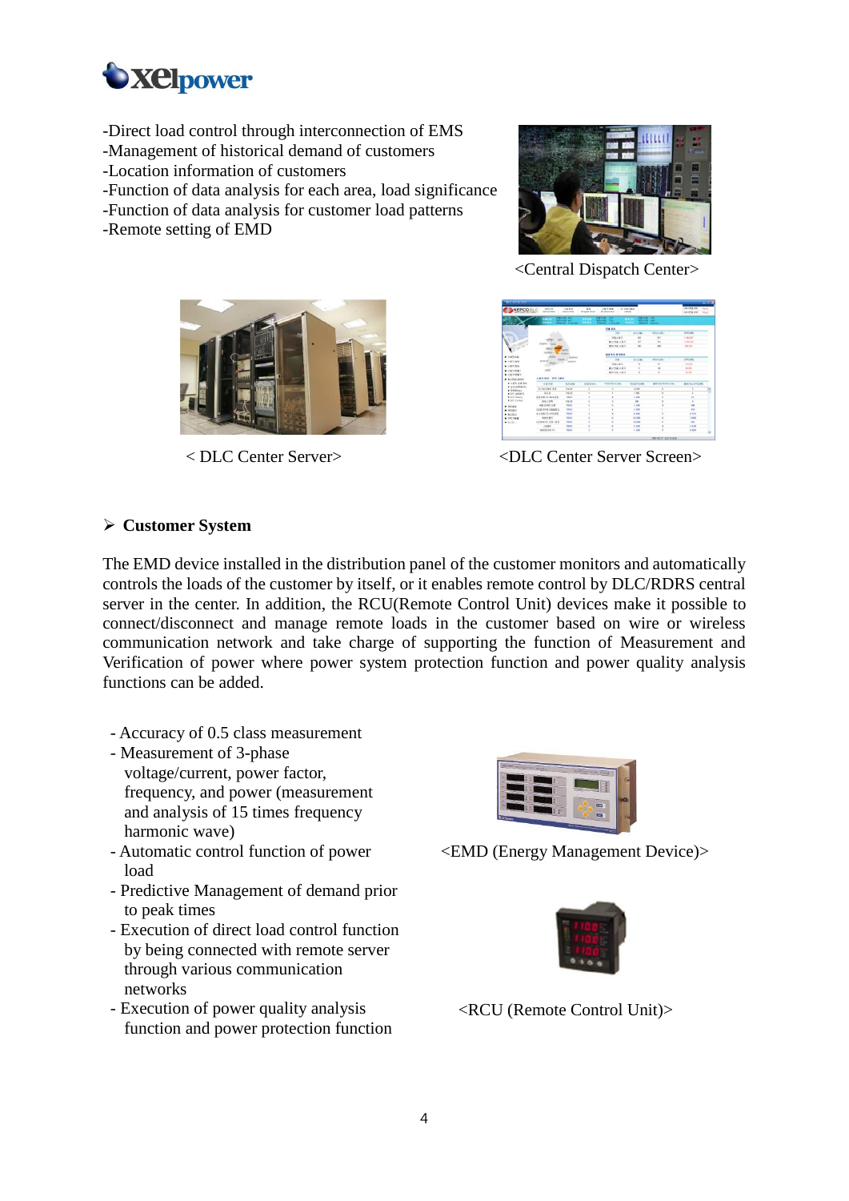-Direct load control through interconnection of EMS
-Management of historical demand of customers
-Location information of customers
-Function of data analysis for each area, load significance
-Function of data analysis for customer load patterns
-Remote setting of EMD

<Central Dispatch Center>

< DLC Center Server>

<DLC Center Server Screen>

## ➢ Customer System

The EMD device installed in the distribution panel of the customer monitors and automatically controls the loads of the customer by itself, or it enables remote control by DLC/RDRS central server in the center. In addition, the RCU(Remote Control Unit) devices make it possible to connect/disconnect and manage remote loads in the customer based on wire or wireless communication network and take charge of supporting the function of Measurement and Verification of power where power system protection function and power quality analysis functions can be added.

- Accuracy of 0.5 class measurement
- Measurement of 3-phase voltage/current, power factor, frequency, and power (measurement and analysis of 15 times frequency harmonic wave)
- Automatic control function of power load
- Predictive Management of demand prior to peak times
- Execution of direct load control function by being connected with remote server through various communication networks
- Execution of power quality analysis function and power protection function

<EMD (Energy Management Device)>

<RCU (Remote Control Unit)>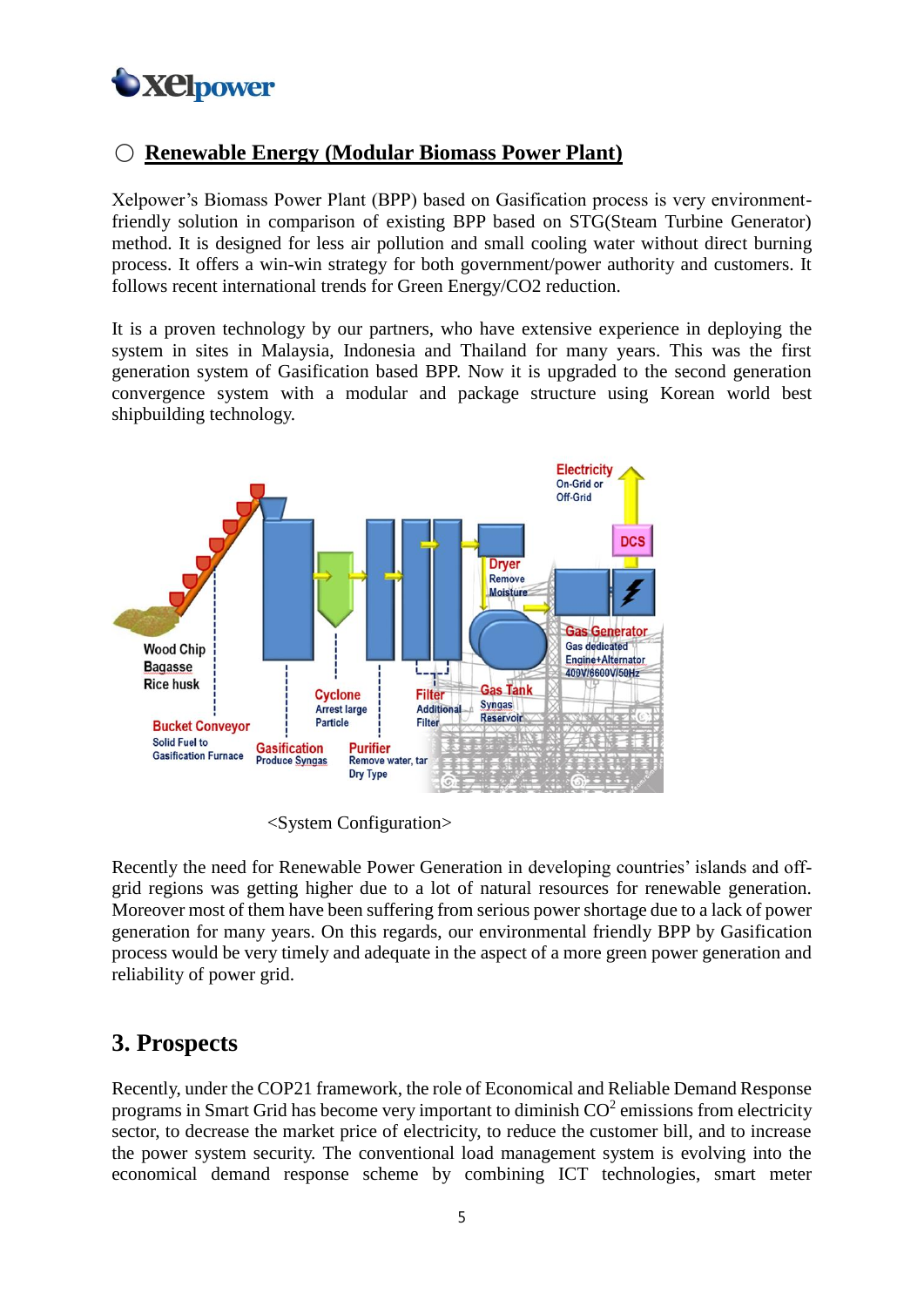## ○ Renewable Energy (Modular Biomass Power Plant)

Xelpower's Biomass Power Plant (BPP) based on Gasification process is very environment-friendly solution in comparison of existing BPP based on STG(Steam Turbine Generator) method. It is designed for less air pollution and small cooling water without direct burning process. It offers a win-win strategy for both government/power authority and customers. It follows recent international trends for Green Energy/CO2 reduction.

It is a proven technology by our partners, who have extensive experience in deploying the system in sites in Malaysia, Indonesia and Thailand for many years. This was the first generation system of Gasification based BPP. Now it is upgraded to the second generation convergence system with a modular and package structure using Korean world best shipbuilding technology.

<System Configuration>

Recently the need for Renewable Power Generation in developing countries' islands and off-grid regions was getting higher due to a lot of natural resources for renewable generation. Moreover most of them have been suffering from serious power shortage due to a lack of power generation for many years. On this regards, our environmental friendly BPP by Gasification process would be very timely and adequate in the aspect of a more green power generation and reliability of power grid.

## 3. Prospects

Recently, under the COP21 framework, the role of Economical and Reliable Demand Response programs in Smart Grid has become very important to diminish $CO^2$ emissions from electricity sector, to decrease the market price of electricity, to reduce the customer bill, and to increase the power system security. The conventional load management system is evolving into the economical demand response scheme by combining ICT technologies, smart meter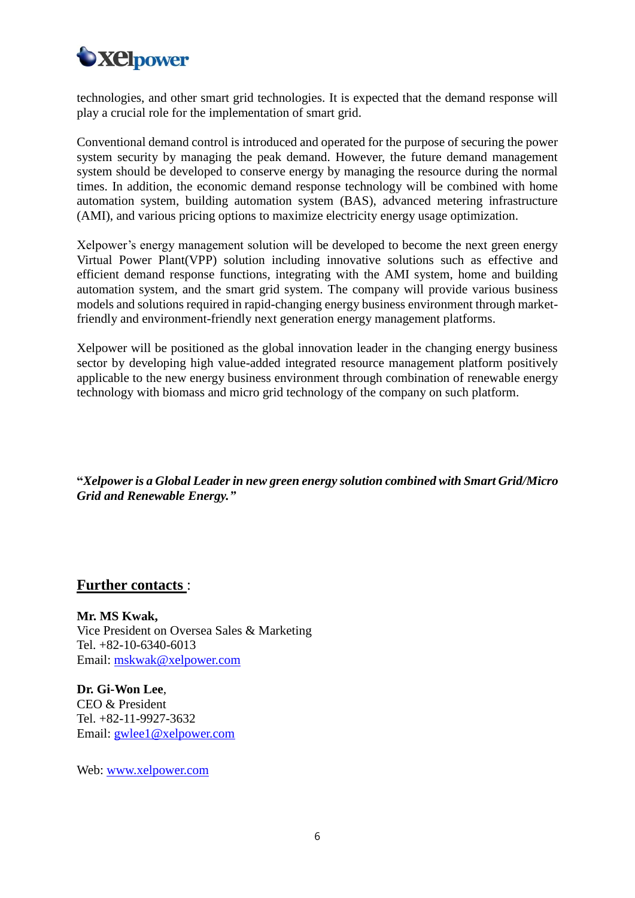technologies, and other smart grid technologies. It is expected that the demand response will play a crucial role for the implementation of smart grid.

Conventional demand control is introduced and operated for the purpose of securing the power system security by managing the peak demand. However, the future demand management system should be developed to conserve energy by managing the resource during the normal times. In addition, the economic demand response technology will be combined with home automation system, building automation system (BAS), advanced metering infrastructure (AMI), and various pricing options to maximize electricity energy usage optimization.

Xelpower's energy management solution will be developed to become the next green energy Virtual Power Plant(VPP) solution including innovative solutions such as effective and efficient demand response functions, integrating with the AMI system, home and building automation system, and the smart grid system. The company will provide various business models and solutions required in rapid-changing energy business environment through market-friendly and environment-friendly next generation energy management platforms.

Xelpower will be positioned as the global innovation leader in the changing energy business sector by developing high value-added integrated resource management platform positively applicable to the new energy business environment through combination of renewable energy technology with biomass and micro grid technology of the company on such platform.

**"*Xelpower is a Global Leader in new green energy solution combined with Smart Grid/Micro Grid and Renewable Energy.*"**

## Further contacts :

**Mr. MS Kwak,**
Vice President on Oversea Sales & Marketing
Tel. +82-10-6340-6013
Email: mskwak@xelpower.com

**Dr. Gi-Won Lee**,
CEO & President
Tel. +82-11-9927-3632
Email: gwlee1@xelpower.com

Web: www.xelpower.com